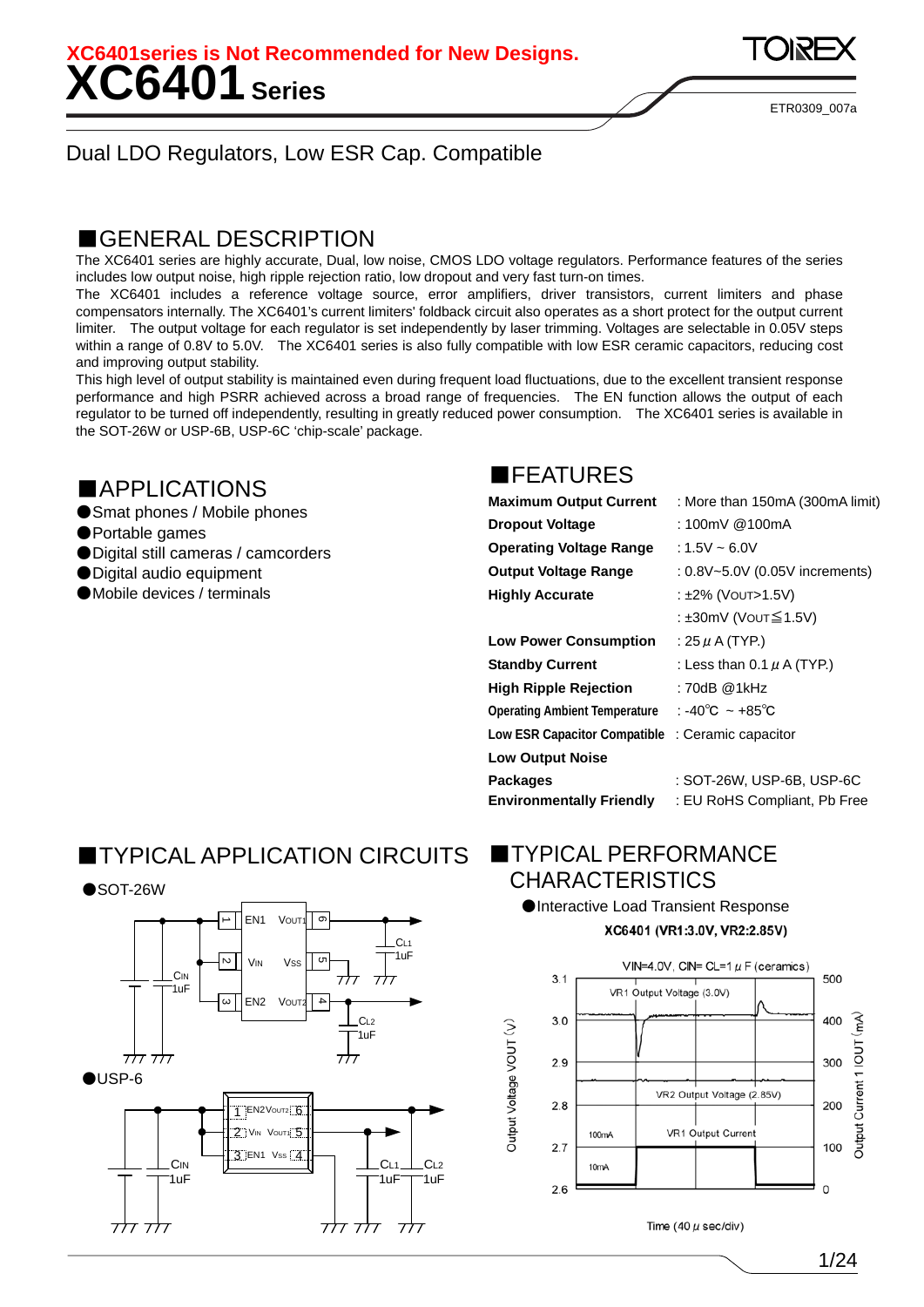XC6401series is Not Recommended for New Designs.

# XC6401 Series

ETR0309_007a

Dual LDO Regulators, Low ESR Cap. Compatible

## ■GENERAL DESCRIPTION

The XC6401 series are highly accurate, Dual, low noise, CMOS LDO voltage regulators. Performance features of the series includes low output noise, high ripple rejection ratio, low dropout and very fast turn-on times.

The XC6401 includes a reference voltage source, error amplifiers, driver transistors, current limiters and phase compensators internally. The XC6401's current limiters' foldback circuit also operates as a short protect for the output current limiter. The output voltage for each regulator is set independently by laser trimming. Voltages are selectable in 0.05V steps within a range of 0.8V to 5.0V. The XC6401 series is also fully compatible with low ESR ceramic capacitors, reducing cost and improving output stability.

This high level of output stability is maintained even during frequent load fluctuations, due to the excellent transient response performance and high PSRR achieved across a broad range of frequencies. The EN function allows the output of each regulator to be turned off independently, resulting in greatly reduced power consumption. The XC6401 series is available in the SOT-26W or USP-6B, USP-6C 'chip-scale' package.

## ■APPLICATIONS

- Smat phones / Mobile phones
- Portable games
- Digital still cameras / camcorders
- Digital audio equipment
- Mobile devices / terminals

## ■FEATURES

| | |
|---|---|
| **Maximum Output Current** | : More than 150mA (300mA limit) |
| **Dropout Voltage** | : 100mV @100mA |
| **Operating Voltage Range** | : 1.5V ~ 6.0V |
| **Output Voltage Range** | : 0.8V~5.0V (0.05V increments) |
| **Highly Accurate** | : ±2% ($V_{OUT}$>1.5V) |
| | : ±30mV ($V_{OUT}$≦1.5V) |
| **Low Power Consumption** | : 25 μA (TYP.) |
| **Standby Current** | : Less than 0.1 μA (TYP.) |
| **High Ripple Rejection** | : 70dB @1kHz |
| **Operating Ambient Temperature** | : -40℃ ~ +85℃ |
| **Low ESR Capacitor Compatible** | : Ceramic capacitor |
| **Low Output Noise** | |
| **Packages** | : SOT-26W, USP-6B, USP-6C |
| **Environmentally Friendly** | : EU RoHS Compliant, Pb Free |

## ■TYPICAL APPLICATION CIRCUITS

- SOT-26W

- USP-6

## ■TYPICAL PERFORMANCE CHARACTERISTICS

- Interactive Load Transient Response

**XC6401 (VR1:3.0V, VR2:2.85V)**

VIN=4.0V, CIN= CL=1 μF (ceramics)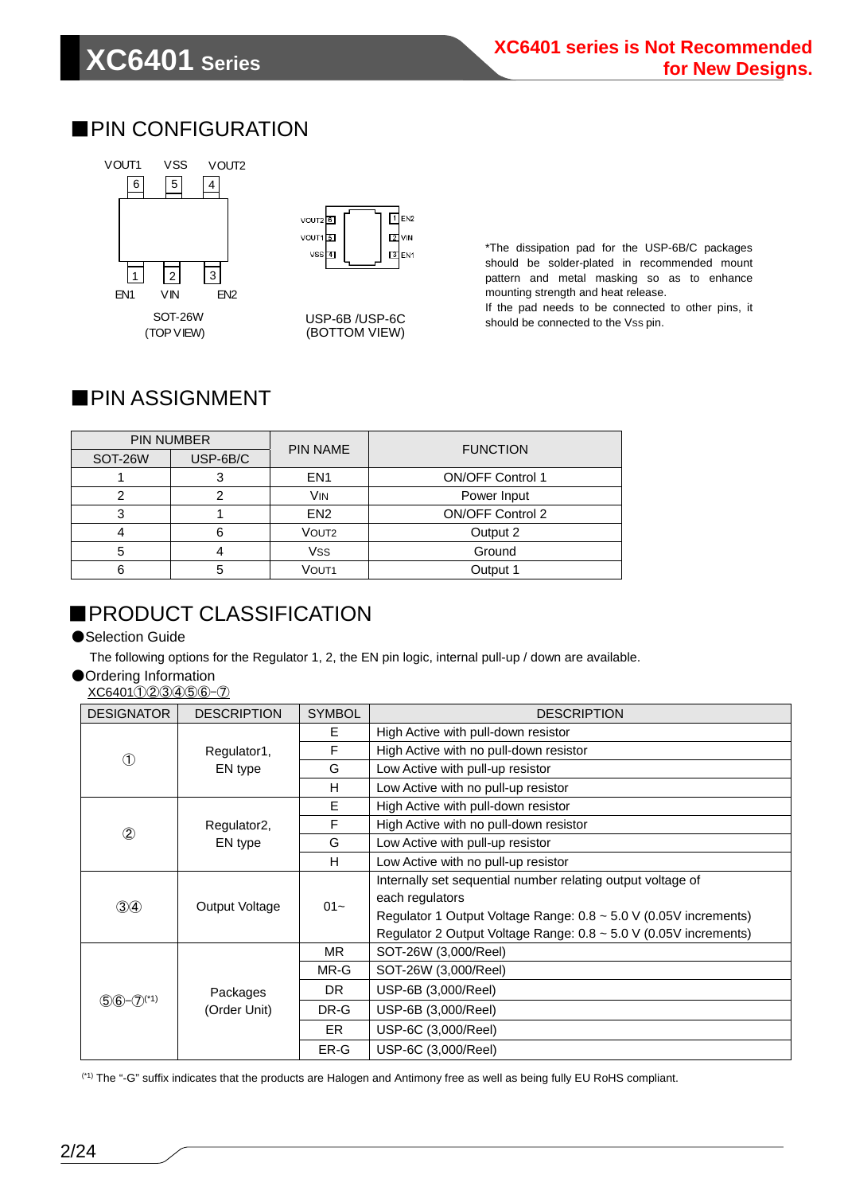XC6401 series is Not Recommended for New Designs.

## ■PIN CONFIGURATION

VOUT1 VSS VOUT2

6 5 4

1 2 3

EN1 VIN EN2

SOT-26W
(TOP VIEW)

VOUT2 6 | 1 EN2
VOUT1 5 | 2 VIN
VSS 4 | 3 EN1

USP-6B /USP-6C
(BOTTOM VIEW)

*The dissipation pad for the USP-6B/C packages should be solder-plated in recommended mount pattern and metal masking so as to enhance mounting strength and heat release.
If the pad needs to be connected to other pins, it should be connected to the Vss pin.

## ■PIN ASSIGNMENT

| PIN NUMBER | | PIN NAME | FUNCTION |
|---|---|---|---|
| SOT-26W | USP-6B/C | | |
| 1 | 3 | EN1 | ON/OFF Control 1 |
| 2 | 2 | VIN | Power Input |
| 3 | 1 | EN2 | ON/OFF Control 2 |
| 4 | 6 | VOUT2 | Output 2 |
| 5 | 4 | VSS | Ground |
| 6 | 5 | VOUT1 | Output 1 |

## ■PRODUCT CLASSIFICATION

●Selection Guide

The following options for the Regulator 1, 2, the EN pin logic, internal pull-up / down are available.

●Ordering Information

XC6401①②③④⑤⑥-⑦

| DESIGNATOR | DESCRIPTION | SYMBOL | DESCRIPTION |
|---|---|---|---|
| ① | Regulator1, EN type | E | High Active with pull-down resistor |
| | | F | High Active with no pull-down resistor |
| | | G | Low Active with pull-up resistor |
| | | H | Low Active with no pull-up resistor |
| ② | Regulator2, EN type | E | High Active with pull-down resistor |
| | | F | High Active with no pull-down resistor |
| | | G | Low Active with pull-up resistor |
| | | H | Low Active with no pull-up resistor |
| ③④ | Output Voltage | 01~ | Internally set sequential number relating output voltage of each regulators<br>Regulator 1 Output Voltage Range: 0.8 ~ 5.0 V (0.05V increments)<br>Regulator 2 Output Voltage Range: 0.8 ~ 5.0 V (0.05V increments) |
| ⑤⑥-⑦(*1) | Packages (Order Unit) | MR | SOT-26W (3,000/Reel) |
| | | MR-G | SOT-26W (3,000/Reel) |
| | | DR | USP-6B (3,000/Reel) |
| | | DR-G | USP-6B (3,000/Reel) |
| | | ER | USP-6C (3,000/Reel) |
| | | ER-G | USP-6C (3,000/Reel) |

(*1) The "-G" suffix indicates that the products are Halogen and Antimony free as well as being fully EU RoHS compliant.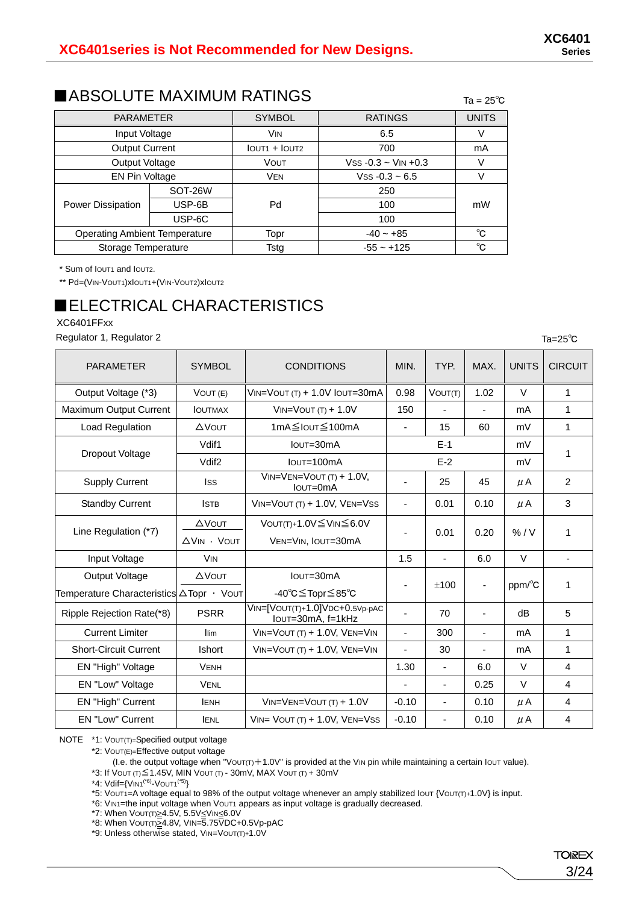XC6401series is Not Recommended for New Designs.

## ■ABSOLUTE MAXIMUM RATINGS

Ta = 25℃

| PARAMETER | | SYMBOL | RATINGS | UNITS |
|---|---|---|---|---|
| Input Voltage | | $V_{IN}$ | 6.5 | V |
| Output Current | | $I_{OUT1}$ + $I_{OUT2}$ | 700 | mA |
| Output Voltage | | $V_{OUT}$ | $V_{SS}$ -0.3 ~ $V_{IN}$ +0.3 | V |
| EN Pin Voltage | | $V_{EN}$ | $V_{SS}$ -0.3 ~ 6.5 | V |
| Power Dissipation | SOT-26W | Pd | 250 | mW |
| | USP-6B | | 100 | |
| | USP-6C | | 100 | |
| Operating Ambient Temperature | | Topr | -40 ~ +85 | ℃ |
| Storage Temperature | | Tstg | -55 ~ +125 | ℃ |

\* Sum of $I_{OUT1}$ and $I_{OUT2}$.

\*\* Pd=($V_{IN}$-$V_{OUT1}$)x$I_{OUT1}$+($V_{IN}$-$V_{OUT2}$)x$I_{OUT2}$

## ■ELECTRICAL CHARACTERISTICS

XC6401FFxx

Regulator 1, Regulator 2

Ta=25℃

| PARAMETER | SYMBOL | CONDITIONS | MIN. | TYP. | MAX. | UNITS | CIRCUIT |
|---|---|---|---|---|---|---|---|
| Output Voltage (*3) | $V_{OUT}$ (E) | $V_{IN}$=$V_{OUT}$ (T) + 1.0V $I_{OUT}$=30mA | 0.98 | $V_{OUT(T)}$ | 1.02 | V | 1 |
| Maximum Output Current | $I_{OUTMAX}$ | $V_{IN}$=$V_{OUT}$ (T) + 1.0V | 150 | - | - | mA | 1 |
| Load Regulation | △$V_{OUT}$ | 1mA≦$I_{OUT}$≦100mA | - | 15 | 60 | mV | 1 |
| Dropout Voltage | Vdif1 | $I_{OUT}$=30mA | E-1 | | | mV | 1 |
| | Vdif2 | $I_{OUT}$=100mA | E-2 | | | mV | |
| Supply Current | $I_{SS}$ | $V_{IN}$=$V_{EN}$=$V_{OUT}$ (T) + 1.0V, $I_{OUT}$=0mA | - | 25 | 45 | μA | 2 |
| Standby Current | $I_{STB}$ | $V_{IN}$=$V_{OUT}$ (T) + 1.0V, $V_{EN}$=$V_{SS}$ | - | 0.01 | 0.10 | μA | 3 |
| Line Regulation (*7) | △$V_{OUT}$ / △$V_{IN}$ · $V_{OUT}$ | $V_{OUT(T)}$+1.0V≦$V_{IN}$≦6.0V $V_{EN}$=$V_{IN}$, $I_{OUT}$=30mA | - | 0.01 | 0.20 | % / V | 1 |
| Input Voltage | $V_{IN}$ | | 1.5 | - | 6.0 | V | - |
| Output Voltage Temperature Characteristics | △$V_{OUT}$ / △Topr · $V_{OUT}$ | $I_{OUT}$=30mA -40℃≦Topr≦85℃ | - | ±100 | - | ppm/℃ | 1 |
| Ripple Rejection Rate(*8) | PSRR | $V_{IN}$=[$V_{OUT(T)}$+1.0]VDC+0.5Vp-pAC $I_{OUT}$=30mA, f=1kHz | - | 70 | - | dB | 5 |
| Current Limiter | Ilim | $V_{IN}$=$V_{OUT}$ (T) + 1.0V, $V_{EN}$=$V_{IN}$ | - | 300 | - | mA | 1 |
| Short-Circuit Current | Ishort | $V_{IN}$=$V_{OUT}$ (T) + 1.0V, $V_{EN}$=$V_{IN}$ | - | 30 | - | mA | 1 |
| EN "High" Voltage | $V_{ENH}$ | | 1.30 | - | 6.0 | V | 4 |
| EN "Low" Voltage | $V_{ENL}$ | | - | - | 0.25 | V | 4 |
| EN "High" Current | $I_{ENH}$ | $V_{IN}$=$V_{EN}$=$V_{OUT}$ (T) + 1.0V | -0.10 | - | 0.10 | μA | 4 |
| EN "Low" Current | $I_{ENL}$ | $V_{IN}$= $V_{OUT}$ (T) + 1.0V, $V_{EN}$=$V_{SS}$ | -0.10 | - | 0.10 | μA | 4 |

NOTE
\*1: $V_{OUT(T)}$=Specified output voltage
\*2: $V_{OUT(E)}$=Effective output voltage
(I.e. the output voltage when "$V_{OUT(T)}$+1.0V" is provided at the $V_{IN}$ pin while maintaining a certain $I_{OUT}$ value).
\*3: If $V_{OUT}$ (T)≦1.45V, MIN $V_{OUT}$ (T) - 30mV, MAX $V_{OUT}$ (T) + 30mV
\*4: Vdif={$V_{IN1}$(*6)-$V_{OUT1}$(*5)}
\*5: $V_{OUT1}$=A voltage equal to 98% of the output voltage whenever an amply stabilized $I_{OUT}$ {$V_{OUT(T)}$+1.0V} is input.
\*6: $V_{IN1}$=the input voltage when $V_{OUT1}$ appears as input voltage is gradually decreased.
\*7: When $V_{OUT(T)}$≥4.5V, 5.5V≤$V_{IN}$≤6.0V
\*8: When $V_{OUT(T)}$≥4.8V, $V_{IN}$=5.75VDC+0.5Vp-pAC
\*9: Unless otherwise stated, $V_{IN}$=$V_{OUT(T)}$+1.0V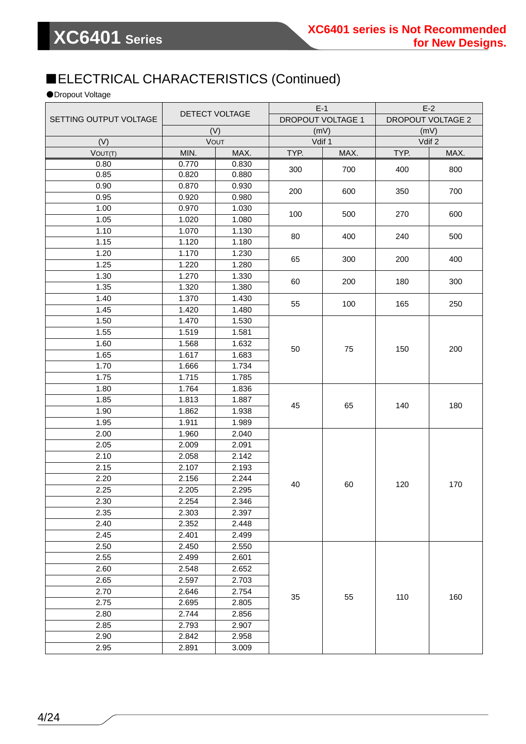XC6401 series is Not Recommended for New Designs.

## ■ELECTRICAL CHARACTERISTICS (Continued)

●Dropout Voltage

| SETTING OUTPUT VOLTAGE | DETECT VOLTAGE | | E-1 DROPOUT VOLTAGE 1 | | E-2 DROPOUT VOLTAGE 2 | |
|---|---|---|---|---|---|---|
| | (V) | | (mV) | | (mV) | |
| (V) | VOUT | | Vdif 1 | | Vdif 2 | |
| VOUT(T) | MIN. | MAX. | TYP. | MAX. | TYP. | MAX. |
| 0.80 | 0.770 | 0.830 | 300 | 700 | 400 | 800 |
| 0.85 | 0.820 | 0.880 | | | | |
| 0.90 | 0.870 | 0.930 | 200 | 600 | 350 | 700 |
| 0.95 | 0.920 | 0.980 | | | | |
| 1.00 | 0.970 | 1.030 | 100 | 500 | 270 | 600 |
| 1.05 | 1.020 | 1.080 | | | | |
| 1.10 | 1.070 | 1.130 | 80 | 400 | 240 | 500 |
| 1.15 | 1.120 | 1.180 | | | | |
| 1.20 | 1.170 | 1.230 | 65 | 300 | 200 | 400 |
| 1.25 | 1.220 | 1.280 | | | | |
| 1.30 | 1.270 | 1.330 | 60 | 200 | 180 | 300 |
| 1.35 | 1.320 | 1.380 | | | | |
| 1.40 | 1.370 | 1.430 | 55 | 100 | 165 | 250 |
| 1.45 | 1.420 | 1.480 | | | | |
| 1.50 | 1.470 | 1.530 | 50 | 75 | 150 | 200 |
| 1.55 | 1.519 | 1.581 | | | | |
| 1.60 | 1.568 | 1.632 | | | | |
| 1.65 | 1.617 | 1.683 | | | | |
| 1.70 | 1.666 | 1.734 | | | | |
| 1.75 | 1.715 | 1.785 | | | | |
| 1.80 | 1.764 | 1.836 | 45 | 65 | 140 | 180 |
| 1.85 | 1.813 | 1.887 | | | | |
| 1.90 | 1.862 | 1.938 | | | | |
| 1.95 | 1.911 | 1.989 | | | | |
| 2.00 | 1.960 | 2.040 | 40 | 60 | 120 | 170 |
| 2.05 | 2.009 | 2.091 | | | | |
| 2.10 | 2.058 | 2.142 | | | | |
| 2.15 | 2.107 | 2.193 | | | | |
| 2.20 | 2.156 | 2.244 | | | | |
| 2.25 | 2.205 | 2.295 | | | | |
| 2.30 | 2.254 | 2.346 | | | | |
| 2.35 | 2.303 | 2.397 | | | | |
| 2.40 | 2.352 | 2.448 | | | | |
| 2.45 | 2.401 | 2.499 | | | | |
| 2.50 | 2.450 | 2.550 | 35 | 55 | 110 | 160 |
| 2.55 | 2.499 | 2.601 | | | | |
| 2.60 | 2.548 | 2.652 | | | | |
| 2.65 | 2.597 | 2.703 | | | | |
| 2.70 | 2.646 | 2.754 | | | | |
| 2.75 | 2.695 | 2.805 | | | | |
| 2.80 | 2.744 | 2.856 | | | | |
| 2.85 | 2.793 | 2.907 | | | | |
| 2.90 | 2.842 | 2.958 | | | | |
| 2.95 | 2.891 | 3.009 | | | | |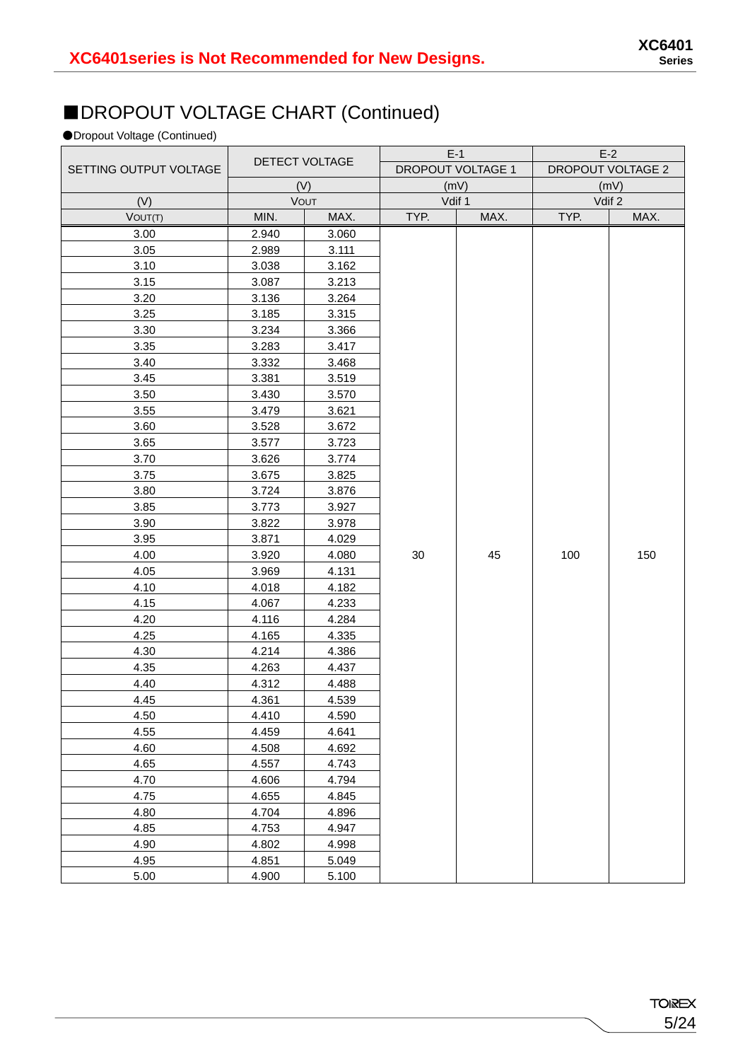## ■DROPOUT VOLTAGE CHART (Continued)

●Dropout Voltage (Continued)

| SETTING OUTPUT VOLTAGE | DETECT VOLTAGE | | E-1 DROPOUT VOLTAGE 1 | | E-2 DROPOUT VOLTAGE 2 | |
|---|---|---|---|---|---|---|
| (V) | (V) | | (mV) | | (mV) | |
| | VOUT | | Vdif 1 | | Vdif 2 | |
| VOUT(T) | MIN. | MAX. | TYP. | MAX. | TYP. | MAX. |
| 3.00 | 2.940 | 3.060 | 30 | 45 | 100 | 150 |
| 3.05 | 2.989 | 3.111 | | | | |
| 3.10 | 3.038 | 3.162 | | | | |
| 3.15 | 3.087 | 3.213 | | | | |
| 3.20 | 3.136 | 3.264 | | | | |
| 3.25 | 3.185 | 3.315 | | | | |
| 3.30 | 3.234 | 3.366 | | | | |
| 3.35 | 3.283 | 3.417 | | | | |
| 3.40 | 3.332 | 3.468 | | | | |
| 3.45 | 3.381 | 3.519 | | | | |
| 3.50 | 3.430 | 3.570 | | | | |
| 3.55 | 3.479 | 3.621 | | | | |
| 3.60 | 3.528 | 3.672 | | | | |
| 3.65 | 3.577 | 3.723 | | | | |
| 3.70 | 3.626 | 3.774 | | | | |
| 3.75 | 3.675 | 3.825 | | | | |
| 3.80 | 3.724 | 3.876 | | | | |
| 3.85 | 3.773 | 3.927 | | | | |
| 3.90 | 3.822 | 3.978 | | | | |
| 3.95 | 3.871 | 4.029 | | | | |
| 4.00 | 3.920 | 4.080 | | | | |
| 4.05 | 3.969 | 4.131 | | | | |
| 4.10 | 4.018 | 4.182 | | | | |
| 4.15 | 4.067 | 4.233 | | | | |
| 4.20 | 4.116 | 4.284 | | | | |
| 4.25 | 4.165 | 4.335 | | | | |
| 4.30 | 4.214 | 4.386 | | | | |
| 4.35 | 4.263 | 4.437 | | | | |
| 4.40 | 4.312 | 4.488 | | | | |
| 4.45 | 4.361 | 4.539 | | | | |
| 4.50 | 4.410 | 4.590 | | | | |
| 4.55 | 4.459 | 4.641 | | | | |
| 4.60 | 4.508 | 4.692 | | | | |
| 4.65 | 4.557 | 4.743 | | | | |
| 4.70 | 4.606 | 4.794 | | | | |
| 4.75 | 4.655 | 4.845 | | | | |
| 4.80 | 4.704 | 4.896 | | | | |
| 4.85 | 4.753 | 4.947 | | | | |
| 4.90 | 4.802 | 4.998 | | | | |
| 4.95 | 4.851 | 5.049 | | | | |
| 5.00 | 4.900 | 5.100 | | | | |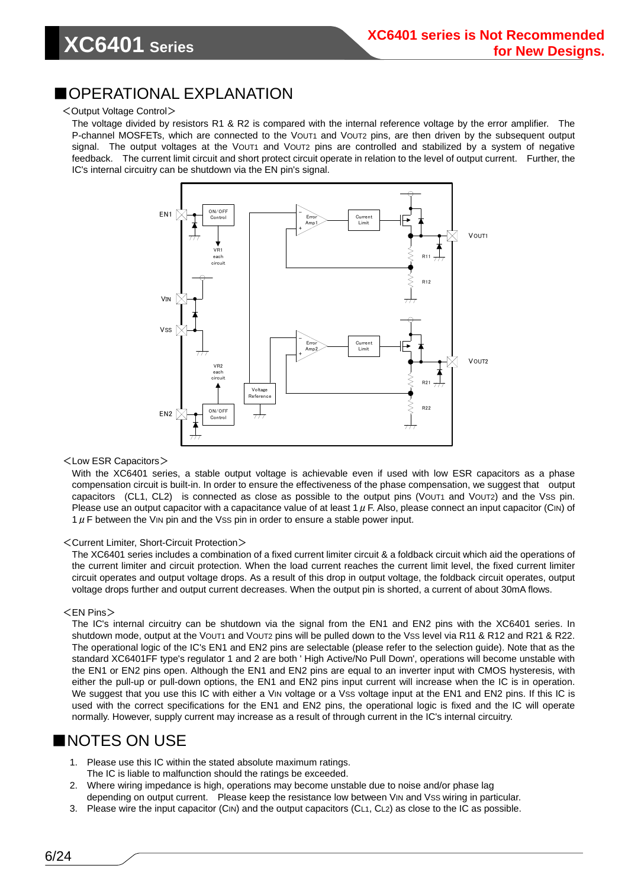## ■OPERATIONAL EXPLANATION

<Output Voltage Control>

The voltage divided by resistors R1 & R2 is compared with the internal reference voltage by the error amplifier. The P-channel MOSFETs, which are connected to the VOUT1 and VOUT2 pins, are then driven by the subsequent output signal. The output voltages at the VOUT1 and VOUT2 pins are controlled and stabilized by a system of negative feedback. The current limit circuit and short protect circuit operate in relation to the level of output current. Further, the IC's internal circuitry can be shutdown via the EN pin's signal.

<Low ESR Capacitors>

With the XC6401 series, a stable output voltage is achievable even if used with low ESR capacitors as a phase compensation circuit is built-in. In order to ensure the effectiveness of the phase compensation, we suggest that output capacitors (CL1, CL2) is connected as close as possible to the output pins (VOUT1 and VOUT2) and the VSS pin. Please use an output capacitor with a capacitance value of at least 1 μF. Also, please connect an input capacitor (CIN) of 1 μF between the VIN pin and the VSS pin in order to ensure a stable power input.

<Current Limiter, Short-Circuit Protection>

The XC6401 series includes a combination of a fixed current limiter circuit & a foldback circuit which aid the operations of the current limiter and circuit protection. When the load current reaches the current limit level, the fixed current limiter circuit operates and output voltage drops. As a result of this drop in output voltage, the foldback circuit operates, output voltage drops further and output current decreases. When the output pin is shorted, a current of about 30mA flows.

<EN Pins>

The IC's internal circuitry can be shutdown via the signal from the EN1 and EN2 pins with the XC6401 series. In shutdown mode, output at the VOUT1 and VOUT2 pins will be pulled down to the VSS level via R11 & R12 and R21 & R22. The operational logic of the IC's EN1 and EN2 pins are selectable (please refer to the selection guide). Note that as the standard XC6401FF type's regulator 1 and 2 are both ' High Active/No Pull Down', operations will become unstable with the EN1 or EN2 pins open. Although the EN1 and EN2 pins are equal to an inverter input with CMOS hysteresis, with either the pull-up or pull-down options, the EN1 and EN2 pins input current will increase when the IC is in operation. We suggest that you use this IC with either a VIN voltage or a VSS voltage input at the EN1 and EN2 pins. If this IC is used with the correct specifications for the EN1 and EN2 pins, the operational logic is fixed and the IC will operate normally. However, supply current may increase as a result of through current in the IC's internal circuitry.

## ■NOTES ON USE

1. Please use this IC within the stated absolute maximum ratings.
   The IC is liable to malfunction should the ratings be exceeded.
2. Where wiring impedance is high, operations may become unstable due to noise and/or phase lag depending on output current. Please keep the resistance low between VIN and VSS wiring in particular.
3. Please wire the input capacitor (CIN) and the output capacitors (CL1, CL2) as close to the IC as possible.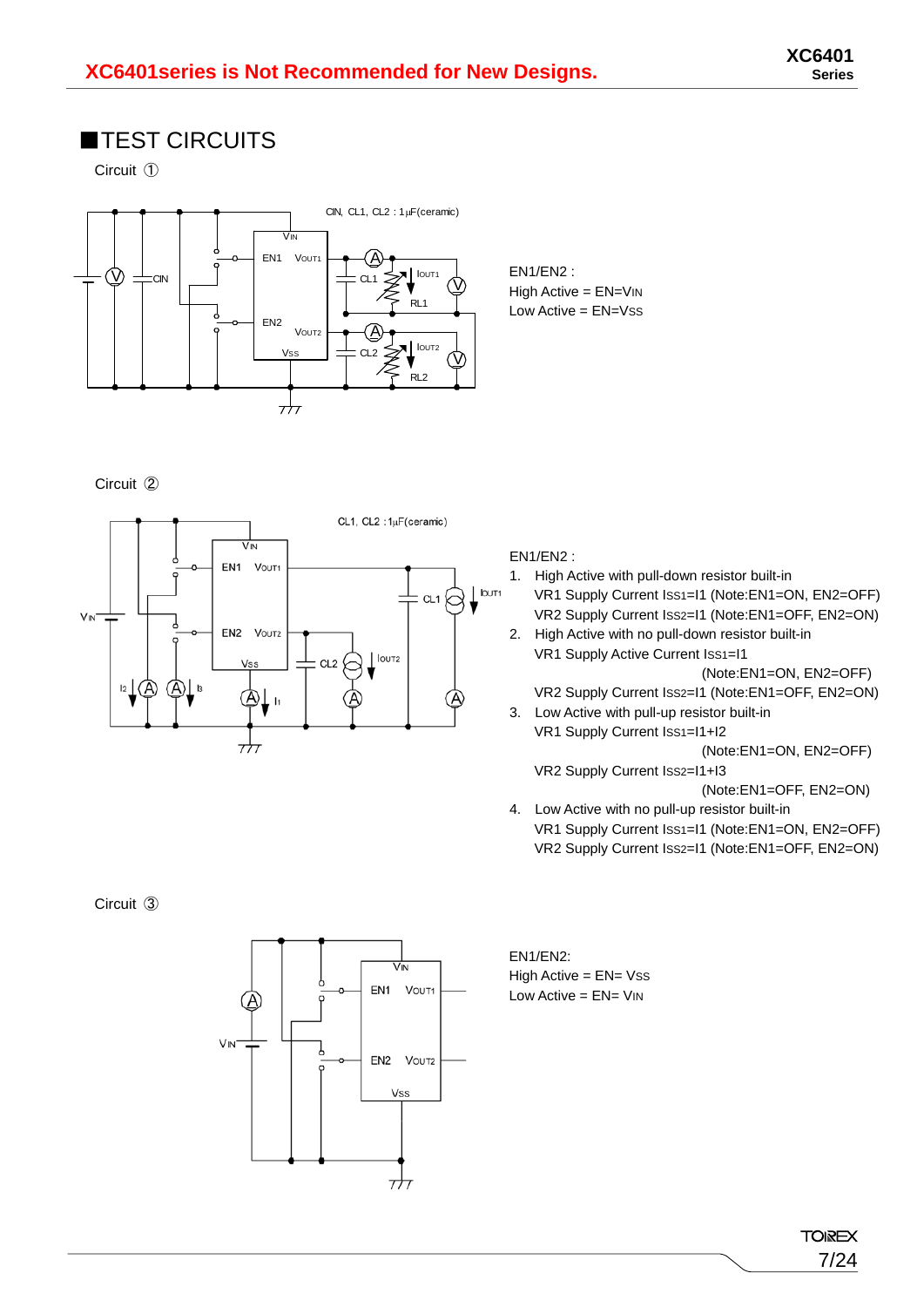XC6401series is Not Recommended for New Designs.

# ■TEST CIRCUITS

Circuit ①

CIN, CL1, CL2 : 1μF(ceramic)

EN1/EN2 :
High Active = EN=$V_{IN}$
Low Active = EN=$V_{SS}$

Circuit ②

CL1, CL2 : 1μF(ceramic)

EN1/EN2 :

1. High Active with pull-down resistor built-in
   VR1 Supply Current $I_{SS1}$=I1 (Note:EN1=ON, EN2=OFF)
   VR2 Supply Current $I_{SS2}$=I1 (Note:EN1=OFF, EN2=ON)
2. High Active with no pull-down resistor built-in
   VR1 Supply Active Current $I_{SS1}$=I1
   (Note:EN1=ON, EN2=OFF)
   VR2 Supply Current $I_{SS2}$=I1 (Note:EN1=OFF, EN2=ON)
3. Low Active with pull-up resistor built-in
   VR1 Supply Current $I_{SS1}$=I1+I2
   (Note:EN1=ON, EN2=OFF)
   VR2 Supply Current $I_{SS2}$=I1+I3
   (Note:EN1=OFF, EN2=ON)
4. Low Active with no pull-up resistor built-in
   VR1 Supply Current $I_{SS1}$=I1 (Note:EN1=ON, EN2=OFF)
   VR2 Supply Current $I_{SS2}$=I1 (Note:EN1=OFF, EN2=ON)

Circuit ③

EN1/EN2:
High Active = EN= $V_{SS}$
Low Active = EN= $V_{IN}$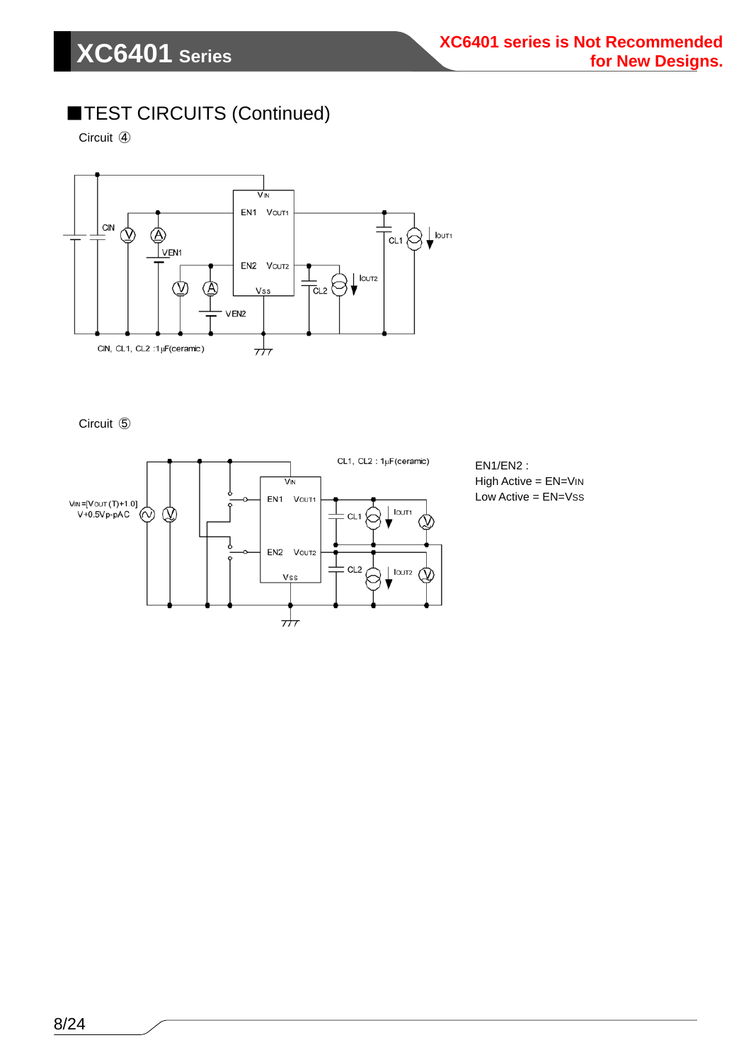## ■TEST CIRCUITS (Continued)

Circuit ④

CIN, CL1, CL2 : 1μF(ceramic)

Circuit ⑤

$V_{IN}$=[$V_{OUT}$(T)+1.0] V+0.5Vp-pAC

CL1, CL2 : 1μF(ceramic)

EN1/EN2 :
High Active = EN=$V_{IN}$
Low Active = EN=$V_{SS}$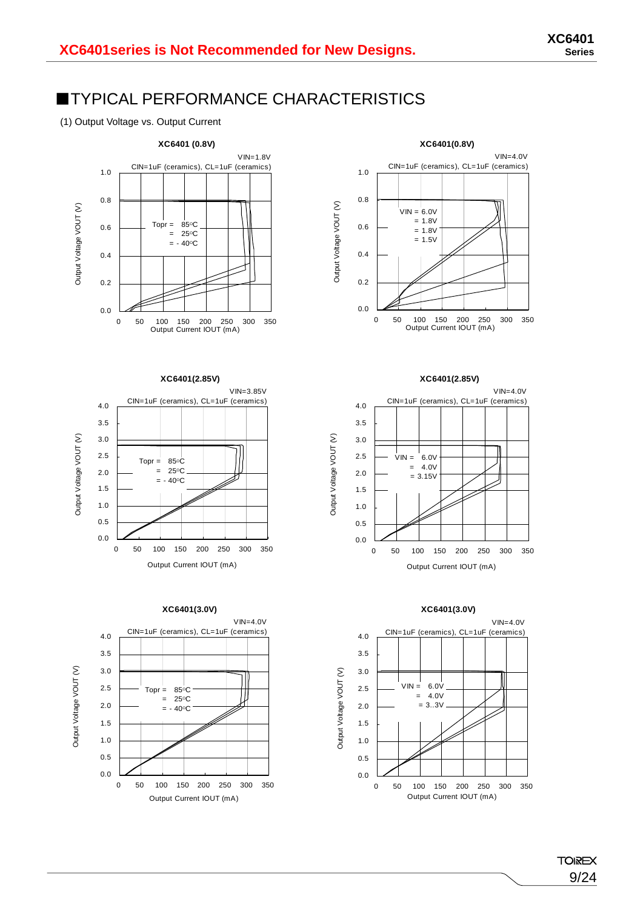## ■TYPICAL PERFORMANCE CHARACTERISTICS

(1) Output Voltage vs. Output Current

**XC6401 (0.8V)**

VIN=1.8V
CIN=1uF (ceramics), CL=1uF (ceramics)

Topr = 85°C
= 25°C
= - 40°C

Output Voltage VOUT (V)
Output Current IOUT (mA)

**XC6401(0.8V)**

VIN=4.0V
CIN=1uF (ceramics), CL=1uF (ceramics)

VIN = 6.0V
= 1.8V
= 1.8V
= 1.5V

Output Voltage VOUT (V)
Output Current IOUT (mA)

**XC6401(2.85V)**

VIN=3.85V
CIN=1uF (ceramics), CL=1uF (ceramics)

Topr = 85°C
= 25°C
= - 40°C

Output Voltage VOUT (V)
Output Current IOUT (mA)

**XC6401(2.85V)**

VIN=4.0V
CIN=1uF (ceramics), CL=1uF (ceramics)

VIN = 6.0V
= 4.0V
= 3.15V

Output Voltage VOUT (V)
Output Current IOUT (mA)

**XC6401(3.0V)**

VIN=4.0V
CIN=1uF (ceramics), CL=1uF (ceramics)

Topr = 85°C
= 25°C
= - 40°C

Output Voltage VOUT (V)
Output Current IOUT (mA)

**XC6401(3.0V)**

VIN=4.0V
CIN=1uF (ceramics), CL=1uF (ceramics)

VIN = 6.0V
= 4.0V
= 3..3V

Output Voltage VOUT (V)
Output Current IOUT (mA)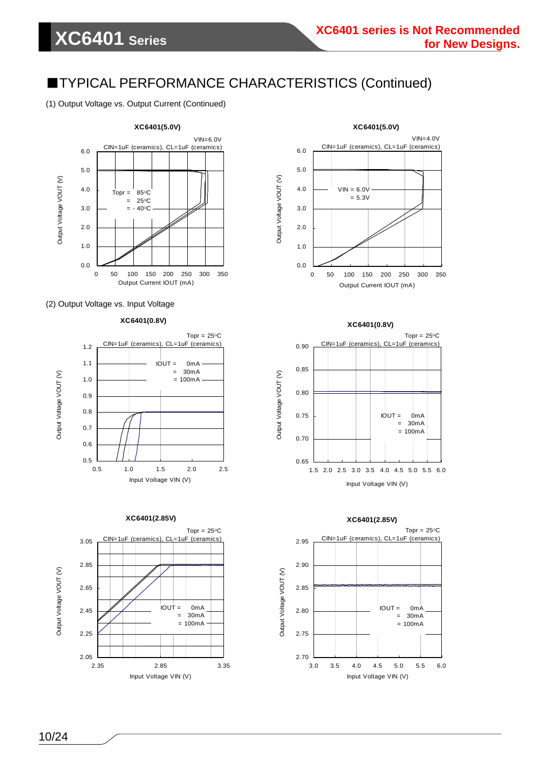XC6401 series is Not Recommended for New Designs.

## ■TYPICAL PERFORMANCE CHARACTERISTICS (Continued)

(1) Output Voltage vs. Output Current (Continued)

**XC6401(5.0V)**

VIN=6.0V
CIN=1uF (ceramics), CL=1uF (ceramics)

Topr = 85°C
= 25°C
= - 40°C

Output Voltage VOUT (V)
Output Current IOUT (mA)

**XC6401(5.0V)**

VIN=4.0V
CIN=1uF (ceramics), CL=1uF (ceramics)

VIN = 6.0V
= 5.3V

Output Voltage VOUT (V)
Output Current IOUT (mA)

(2) Output Voltage vs. Input Voltage

**XC6401(0.8V)**

Topr = 25°C
CIN=1uF (ceramics), CL=1uF (ceramics)

IOUT = 0mA
= 30mA
= 100mA

Output Voltage VOUT (V)
Input Voltage VIN (V)

**XC6401(0.8V)**

Topr = 25°C
CIN=1uF (ceramics), CL=1uF (ceramics)

IOUT = 0mA
= 30mA
= 100mA

Output Voltage VOUT (V)
Input Voltage VIN (V)

**XC6401(2.85V)**

Topr = 25°C
CIN=1uF (ceramics), CL=1uF (ceramics)

IOUT = 0mA
= 30mA
= 100mA

Output Voltage VOUT (V)
Input Voltage VIN (V)

**XC6401(2.85V)**

Topr = 25°C
CIN=1uF (ceramics), CL=1uF (ceramics)

IOUT = 0mA
= 30mA
= 100mA

Output Voltage VOUT (V)
Input Voltage VIN (V)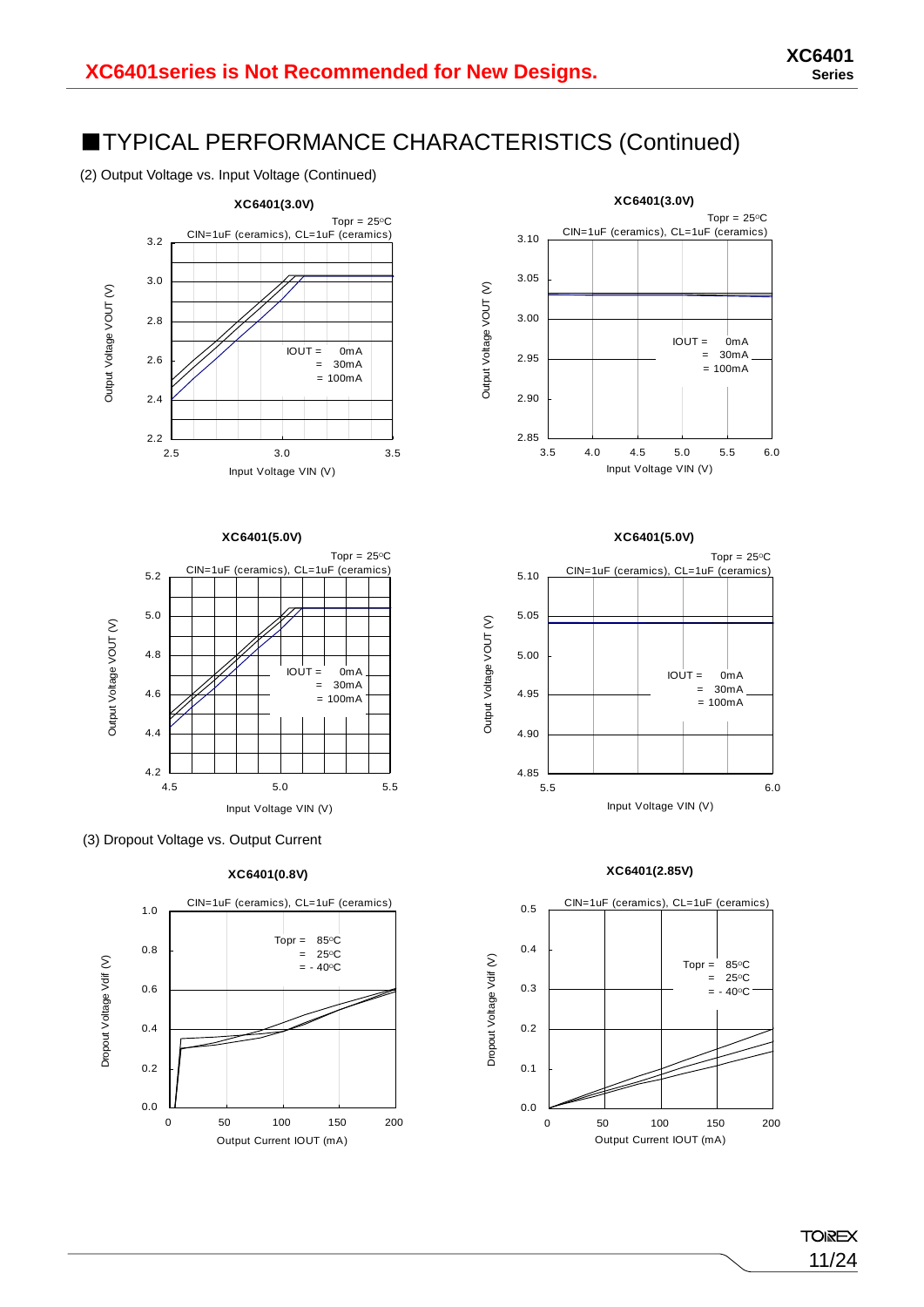# ■TYPICAL PERFORMANCE CHARACTERISTICS (Continued)

(2) Output Voltage vs. Input Voltage (Continued)

**XC6401(3.0V)**

Topr = 25°C
CIN=1uF (ceramics), CL=1uF (ceramics)

IOUT = 0mA
= 30mA
= 100mA

Output Voltage VOUT (V)
Input Voltage VIN (V)

**XC6401(3.0V)**

Topr = 25°C
CIN=1uF (ceramics), CL=1uF (ceramics)

IOUT = 0mA
= 30mA
= 100mA

Output Voltage VOUT (V)
Input Voltage VIN (V)

**XC6401(5.0V)**

Topr = 25°C
CIN=1uF (ceramics), CL=1uF (ceramics)

IOUT = 0mA
= 30mA
= 100mA

Output Voltage VOUT (V)
Input Voltage VIN (V)

**XC6401(5.0V)**

Topr = 25°C
CIN=1uF (ceramics), CL=1uF (ceramics)

IOUT = 0mA
= 30mA
= 100mA

Output Voltage VOUT (V)
Input Voltage VIN (V)

(3) Dropout Voltage vs. Output Current

**XC6401(0.8V)**

CIN=1uF (ceramics), CL=1uF (ceramics)

Topr = 85°C
= 25°C
= - 40°C

Dropout Voltage Vdif (V)
Output Current IOUT (mA)

**XC6401(2.85V)**

CIN=1uF (ceramics), CL=1uF (ceramics)

Topr = 85°C
= 25°C
= - 40°C

Dropout Voltage Vdif (V)
Output Current IOUT (mA)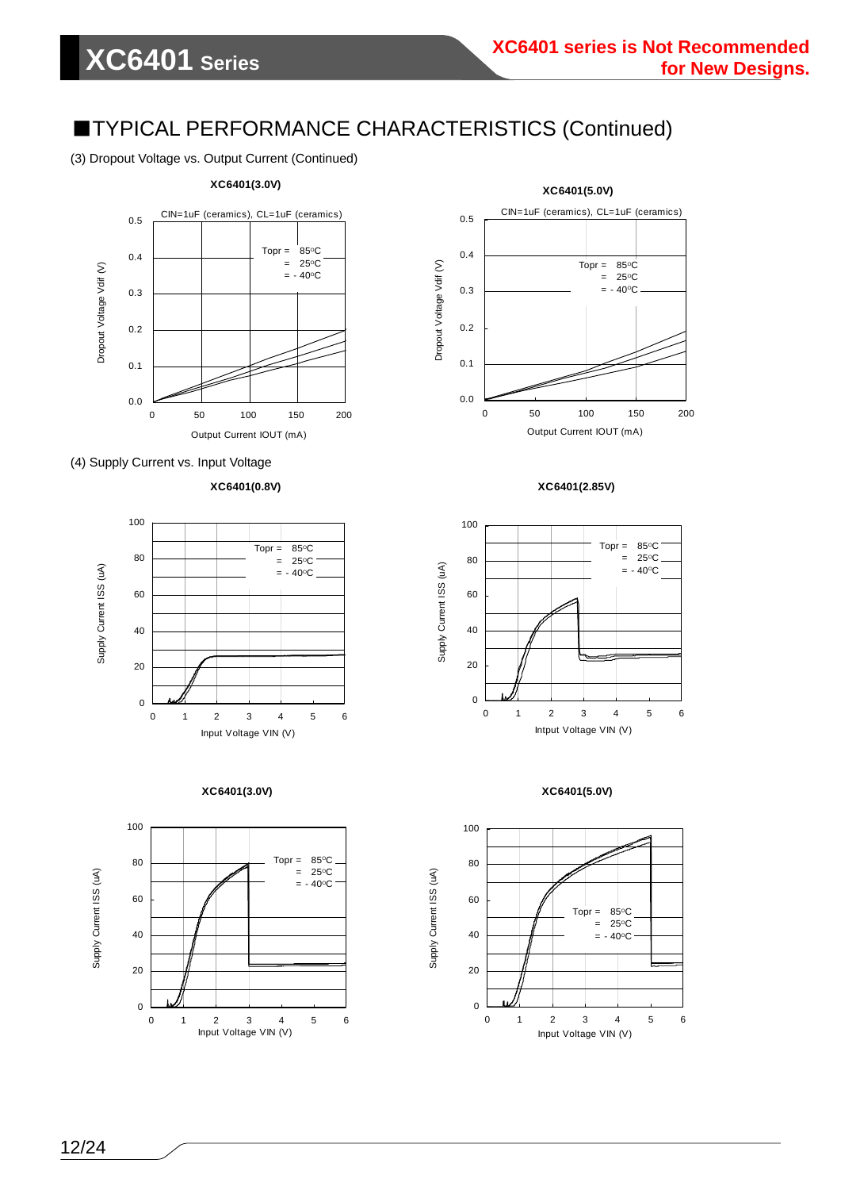## ■TYPICAL PERFORMANCE CHARACTERISTICS (Continued)

(3) Dropout Voltage vs. Output Current (Continued)

**XC6401(3.0V)**

CIN=1uF (ceramics), CL=1uF (ceramics)

Topr = 85°C
= 25°C
= - 40°C

Dropout Voltage Vdif (V)

Output Current IOUT (mA)

**XC6401(5.0V)**

CIN=1uF (ceramics), CL=1uF (ceramics)

Topr = 85°C
= 25°C
= - 40°C

Dropout Voltage Vdif (V)

Output Current IOUT (mA)

(4) Supply Current vs. Input Voltage

**XC6401(0.8V)**

Topr = 85°C
= 25°C
= - 40°C

Supply Current ISS (uA)

Input Voltage VIN (V)

**XC6401(2.85V)**

Topr = 85°C
= 25°C
= - 40°C

Supply Current ISS (uA)

Intput Voltage VIN (V)

**XC6401(3.0V)**

Topr = 85°C
= 25°C
= - 40°C

Supply Current ISS (uA)

Input Voltage VIN (V)

**XC6401(5.0V)**

Topr = 85°C
= 25°C
= - 40°C

Supply Current ISS (uA)

Input Voltage VIN (V)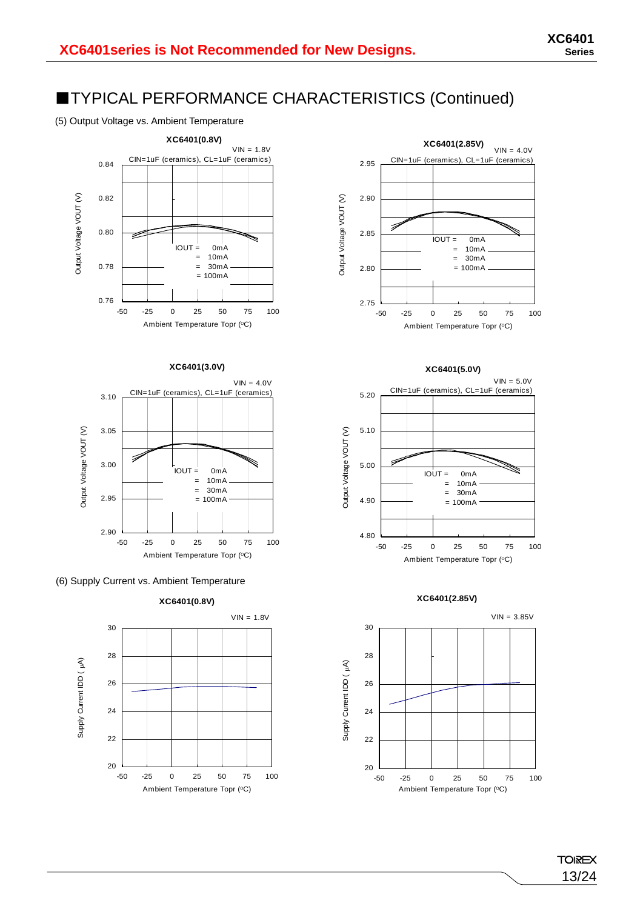## ■TYPICAL PERFORMANCE CHARACTERISTICS (Continued)

(5) Output Voltage vs. Ambient Temperature

**XC6401(0.8V)**

VIN = 1.8V
CIN=1uF (ceramics), CL=1uF (ceramics)

IOUT = 0mA, = 10mA, = 30mA, = 100mA

Output Voltage VOUT (V) / Ambient Temperature Topr (°C)

**XC6401(2.85V)**

VIN = 4.0V
CIN=1uF (ceramics), CL=1uF (ceramics)

IOUT = 0mA, = 10mA, = 30mA, = 100mA

Output Voltage VOUT (V) / Ambient Temperature Topr (°C)

**XC6401(3.0V)**

VIN = 4.0V
CIN=1uF (ceramics), CL=1uF (ceramics)

IOUT = 0mA, = 10mA, = 30mA, = 100mA

Output Voltage VOUT (V) / Ambient Temperature Topr (°C)

**XC6401(5.0V)**

VIN = 5.0V
CIN=1uF (ceramics), CL=1uF (ceramics)

IOUT = 0mA, = 10mA, = 30mA, = 100mA

Output Voltage VOUT (V) / Ambient Temperature Topr (°C)

(6) Supply Current vs. Ambient Temperature

**XC6401(0.8V)**

VIN = 1.8V

Supply Current IDD (μA) / Ambient Temperature Topr (°C)

**XC6401(2.85V)**

VIN = 3.85V

Supply Current IDD (μA) / Ambient Temperature Topr (°C)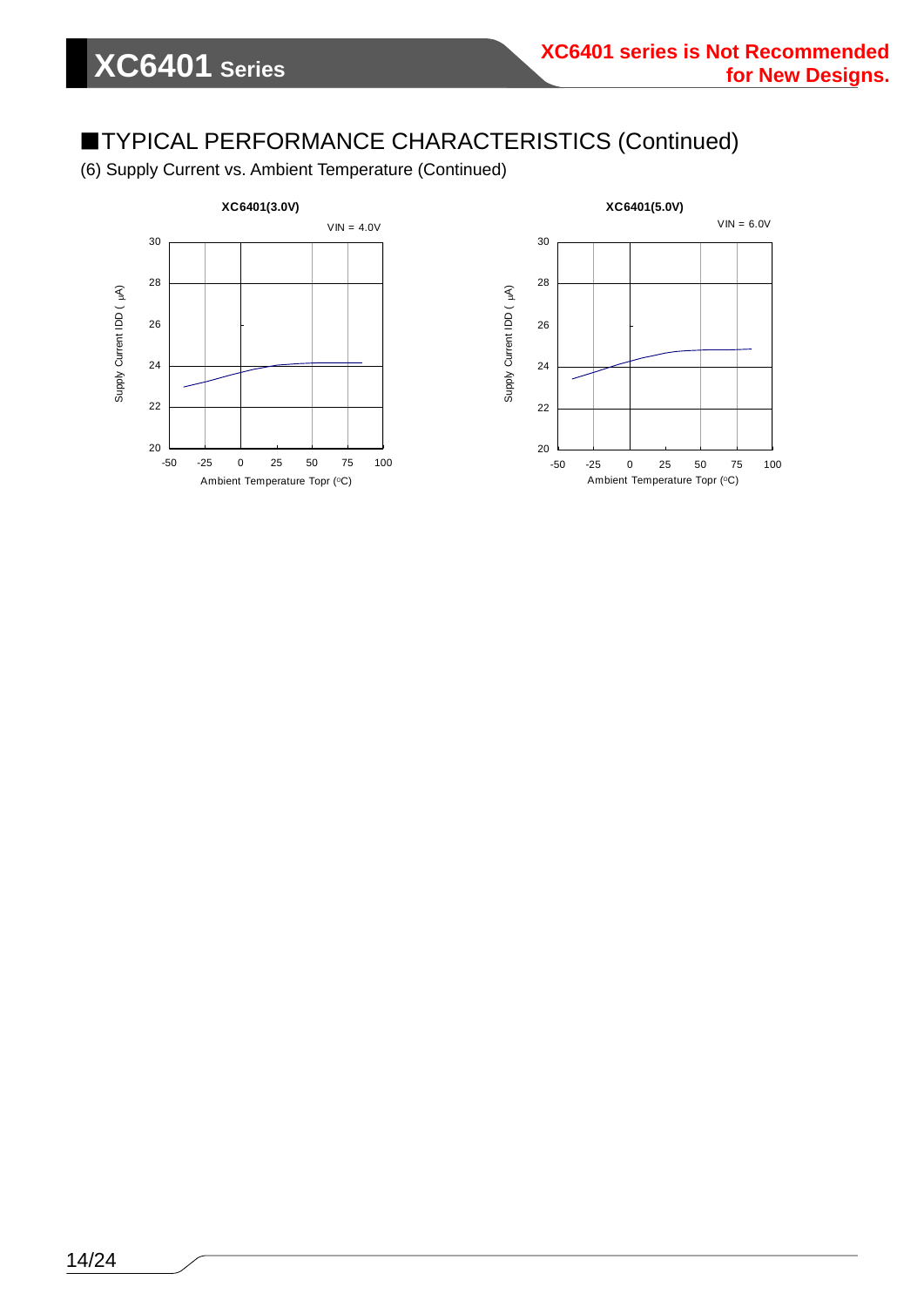## ■TYPICAL PERFORMANCE CHARACTERISTICS (Continued)

(6) Supply Current vs. Ambient Temperature (Continued)

**XC6401(3.0V)**

VIN = 4.0V

Supply Current IDD ( μA)

Ambient Temperature Topr (°C)

**XC6401(5.0V)**

VIN = 6.0V

Supply Current IDD ( μA)

Ambient Temperature Topr (°C)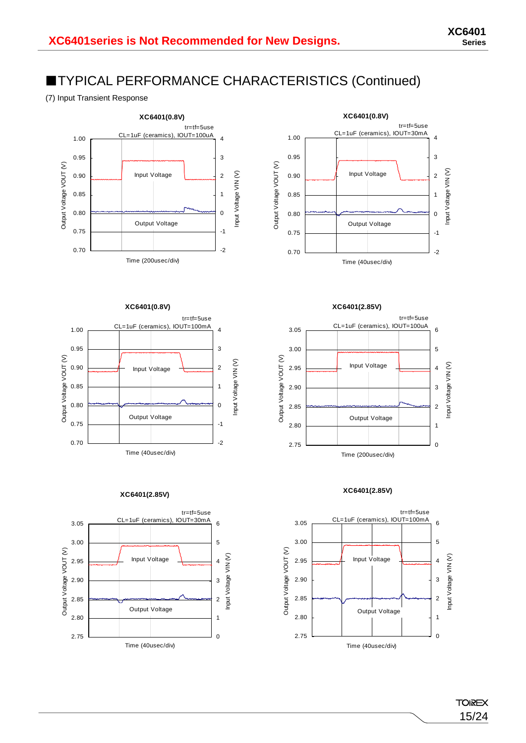## ■TYPICAL PERFORMANCE CHARACTERISTICS (Continued)

(7) Input Transient Response

**XC6401(0.8V)**

tr=tf=5use
CL=1uF (ceramics), IOUT=100uA

Output Voltage VOUT (V): 0.70 – 1.00
Input Voltage VIN (V): -2 – 4
Input Voltage / Output Voltage
Time (200usec/div)

**XC6401(0.8V)**

tr=tf=5use
CL=1uF (ceramics), IOUT=30mA

Output Voltage VOUT (V): 0.70 – 1.00
Input Voltage VIN (V): -2 – 4
Input Voltage / Output Voltage
Time (40usec/div)

**XC6401(0.8V)**

tr=tf=5use
CL=1uF (ceramics), IOUT=100mA

Output Voltage VOUT (V): 0.70 – 1.00
Input Voltage VIN (V): -2 – 4
Input Voltage / Output Voltage
Time (40usec/div)

**XC6401(2.85V)**

tr=tf=5use
CL=1uF (ceramics), IOUT=100uA

Output Voltage VOUT (V): 2.75 – 3.05
Input Voltage VIN (V): 0 – 6
Input Voltage / Output Voltage
Time (200usec/div)

**XC6401(2.85V)**

tr=tf=5use
CL=1uF (ceramics), IOUT=30mA

Output Voltage VOUT (V): 2.75 – 3.05
Input Voltage VIN (V): 0 – 6
Input Voltage / Output Voltage
Time (40usec/div)

**XC6401(2.85V)**

tr=tf=5use
CL=1uF (ceramics), IOUT=100mA

Output Voltage VOUT (V): 2.75 – 3.05
Input Voltage VIN (V): 0 – 6
Input Voltage / Output Voltage
Time (40usec/div)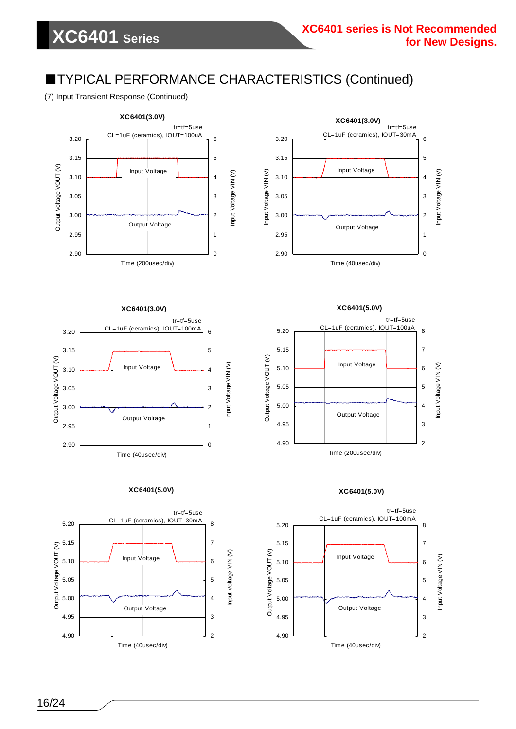## ■TYPICAL PERFORMANCE CHARACTERISTICS (Continued)

(7) Input Transient Response (Continued)

**XC6401(3.0V)**

tr=tf=5use
CL=1uF (ceramics), IOUT=100uA

Output Voltage VOUT (V): 2.90 – 3.20; Input Voltage VIN (V): 0 – 6
Input Voltage
Output Voltage
Time (200usec/div)

**XC6401(3.0V)**

tr=tf=5use
CL=1uF (ceramics), IOUT=30mA

Input Voltage VIN (V): 2.90 – 3.20; Input Voltage VIN (V): 0 – 6
Input Voltage
Output Voltage
Time (40usec/div)

**XC6401(3.0V)**

tr=tf=5use
CL=1uF (ceramics), IOUT=100mA

Output Voltage VOUT (V): 2.90 – 3.20; Input Voltage VIN (V): 0 – 6
Input Voltage
Output Voltage
Time (40usec/div)

**XC6401(5.0V)**

tr=tf=5use
CL=1uF (ceramics), IOUT=100uA

Output Voltage VOUT (V): 4.90 – 5.20; Input Voltage VIN (V): 2 – 8
Input Voltage
Output Voltage
Time (200usec/div)

**XC6401(5.0V)**

tr=tf=5use
CL=1uF (ceramics), IOUT=30mA

Output Voltage VOUT (V): 4.90 – 5.20; Input Voltage VIN (V): 2 – 8
Input Voltage
Output Voltage
Time (40usec/div)

**XC6401(5.0V)**

tr=tf=5use
CL=1uF (ceramics), IOUT=100mA

Output Voltage VOUT (V): 4.90 – 5.20; Input Voltage VIN (V): 2 – 8
Input Voltage
Output Voltage
Time (40usec/div)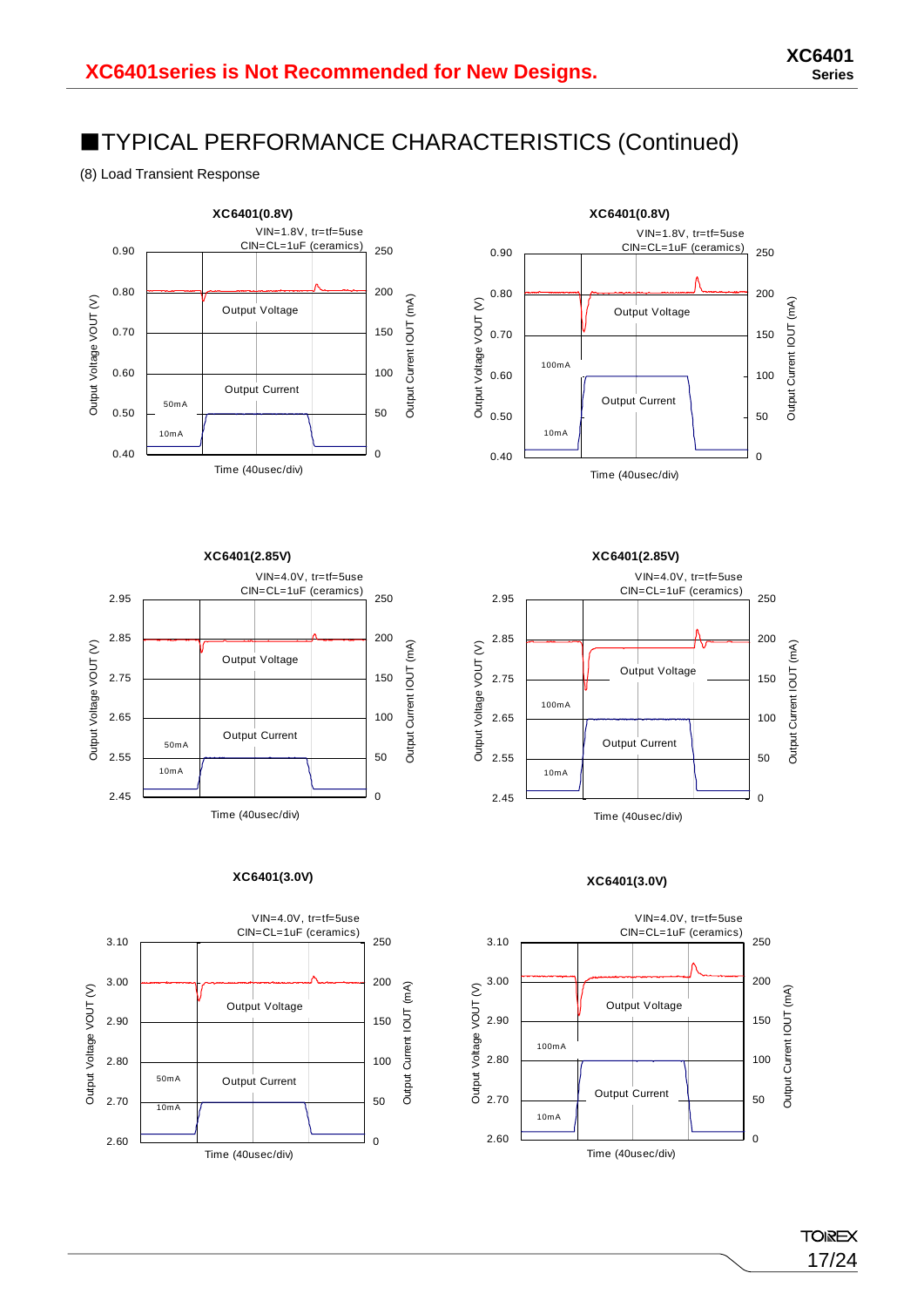# XC6401series is Not Recommended for New Designs.

## ■TYPICAL PERFORMANCE CHARACTERISTICS (Continued)

(8) Load Transient Response

XC6401(0.8V)

VIN=1.8V, tr=tf=5use
CIN=CL=1uF (ceramics)

Output Voltage VOUT (V): 0.40, 0.50, 0.60, 0.70, 0.80, 0.90
Output Current IOUT (mA): 0, 50, 100, 150, 200, 250

Output Voltage
Output Current
50mA
10mA

Time (40usec/div)

XC6401(0.8V)

VIN=1.8V, tr=tf=5use
CIN=CL=1uF (ceramics)

Output Voltage VOUT (V): 0.40, 0.50, 0.60, 0.70, 0.80, 0.90
Output Current IOUT (mA): 0, 50, 100, 150, 200, 250

Output Voltage
Output Current
100mA
10mA

Time (40usec/div)

XC6401(2.85V)

VIN=4.0V, tr=tf=5use
CIN=CL=1uF (ceramics)

Output Voltage VOUT (V): 2.45, 2.55, 2.65, 2.75, 2.85, 2.95
Output Current IOUT (mA): 0, 50, 100, 150, 200, 250

Output Voltage
Output Current
50mA
10mA

Time (40usec/div)

XC6401(2.85V)

VIN=4.0V, tr=tf=5use
CIN=CL=1uF (ceramics)

Output Voltage VOUT (V): 2.45, 2.55, 2.65, 2.75, 2.85, 2.95
Output Current IOUT (mA): 0, 50, 100, 150, 200, 250

Output Voltage
Output Current
100mA
10mA

Time (40usec/div)

XC6401(3.0V)

VIN=4.0V, tr=tf=5use
CIN=CL=1uF (ceramics)

Output Voltage VOUT (V): 2.60, 2.70, 2.80, 2.90, 3.00, 3.10
Output Current IOUT (mA): 0, 50, 100, 150, 200, 250

Output Voltage
Output Current
50mA
10mA

Time (40usec/div)

XC6401(3.0V)

VIN=4.0V, tr=tf=5use
CIN=CL=1uF (ceramics)

Output Voltage VOUT (V): 2.60, 2.70, 2.80, 2.90, 3.00, 3.10
Output Current IOUT (mA): 0, 50, 100, 150, 200, 250

Output Voltage
Output Current
100mA
10mA

Time (40usec/div)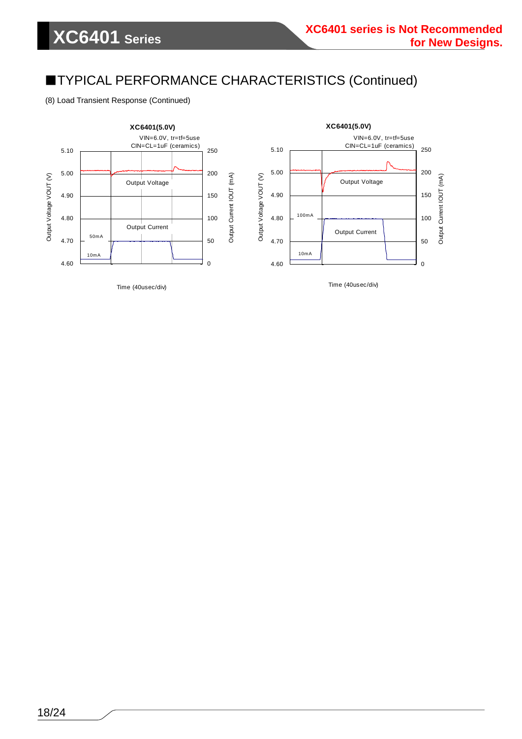XC6401 series is Not Recommended for New Designs.

## ■TYPICAL PERFORMANCE CHARACTERISTICS (Continued)

(8) Load Transient Response (Continued)

**XC6401(5.0V)**

VIN=6.0V, tr=tf=5use
CIN=CL=1uF (ceramics)

Output Voltage VOUT (V): 4.60, 4.70, 4.80, 4.90, 5.00, 5.10

Output Current IOUT (mA): 0, 50, 100, 150, 200, 250

Output Voltage

Output Current

50mA

10mA

Time (40usec/div)

**XC6401(5.0V)**

VIN=6.0V, tr=tf=5use
CIN=CL=1uF (ceramics)

Output Voltage VOUT (V): 4.60, 4.70, 4.80, 4.90, 5.00, 5.10

Output Current IOUT (mA): 0, 50, 100, 150, 200, 250

Output Voltage

Output Current

100mA

10mA

Time (40usec/div)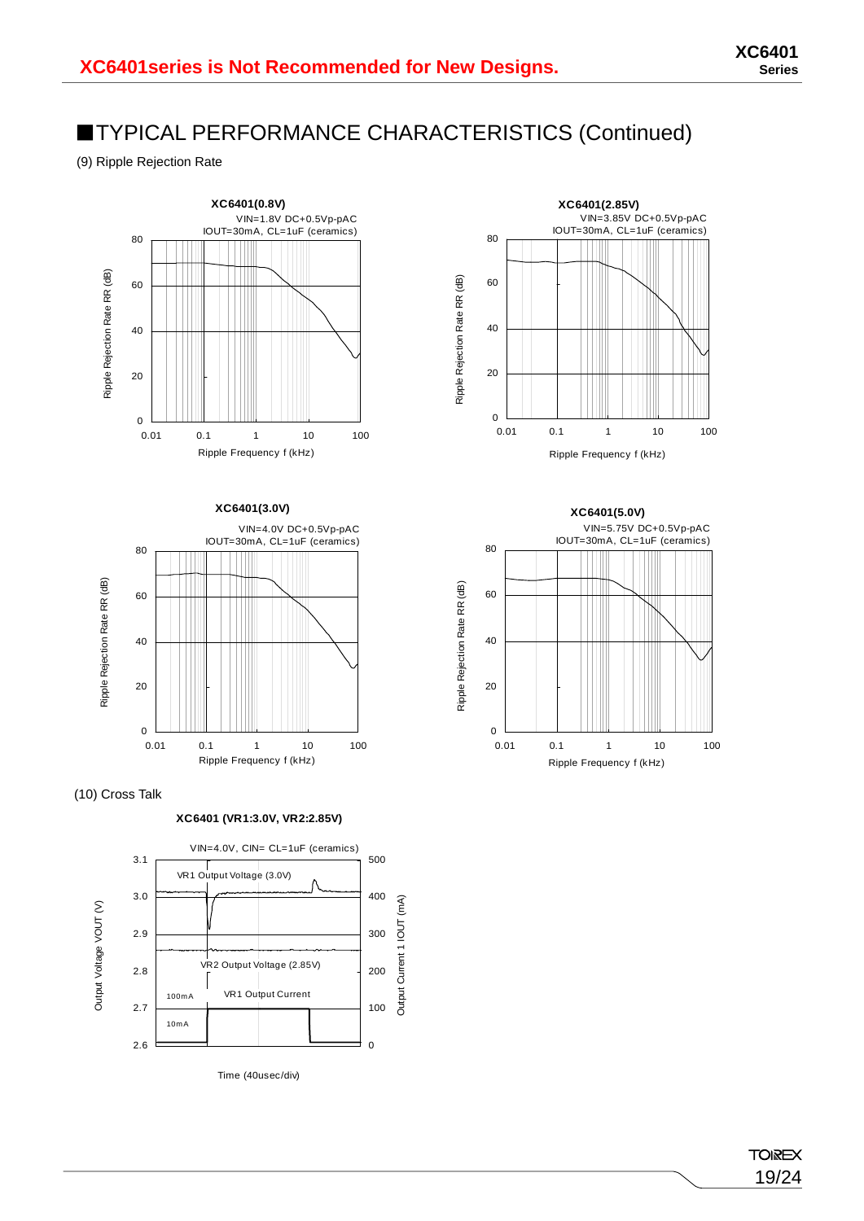## ■TYPICAL PERFORMANCE CHARACTERISTICS (Continued)

(9) Ripple Rejection Rate

**XC6401(0.8V)**

VIN=1.8V DC+0.5Vp-pAC
IOUT=30mA, CL=1uF (ceramics)

Ripple Rejection Rate RR (dB)

Ripple Frequency f (kHz)

**XC6401(2.85V)**

VIN=3.85V DC+0.5Vp-pAC
IOUT=30mA, CL=1uF (ceramics)

Ripple Rejection Rate RR (dB)

Ripple Frequency f (kHz)

**XC6401(3.0V)**

VIN=4.0V DC+0.5Vp-pAC
IOUT=30mA, CL=1uF (ceramics)

Ripple Rejection Rate RR (dB)

Ripple Frequency f (kHz)

**XC6401(5.0V)**

VIN=5.75V DC+0.5Vp-pAC
IOUT=30mA, CL=1uF (ceramics)

Ripple Rejection Rate RR (dB)

Ripple Frequency f (kHz)

(10) Cross Talk

**XC6401 (VR1:3.0V, VR2:2.85V)**

VIN=4.0V, CIN= CL=1uF (ceramics)

VR1 Output Voltage (3.0V)

VR2 Output Voltage (2.85V)

VR1 Output Current

100mA

10mA

Output Voltage VOUT (V)

Output Current 1 IOUT (mA)

Time (40usec/div)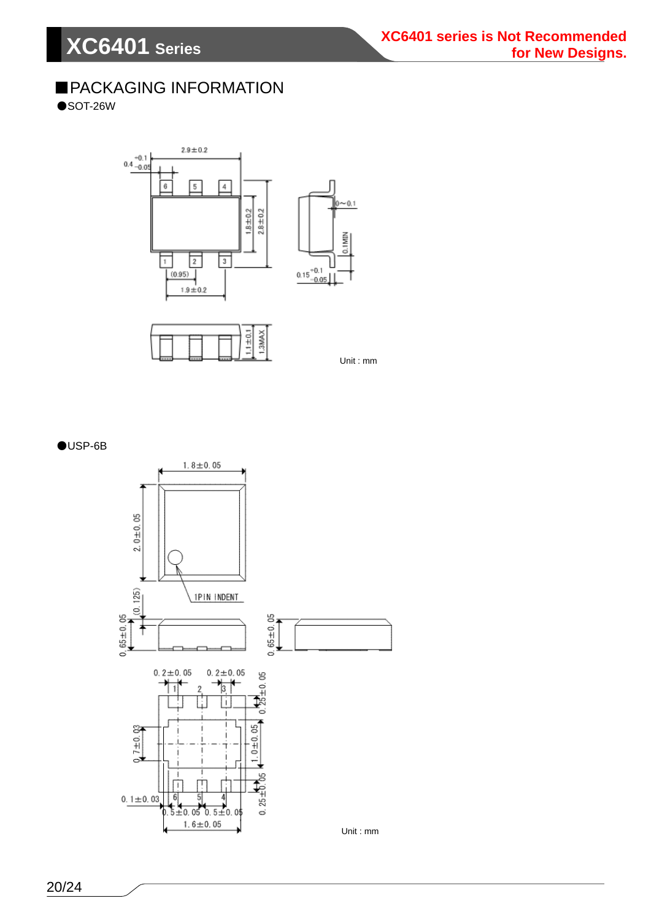XC6401 series is Not Recommended for New Designs.

## ■PACKAGING INFORMATION

●SOT-26W

Unit : mm

●USP-6B

Unit : mm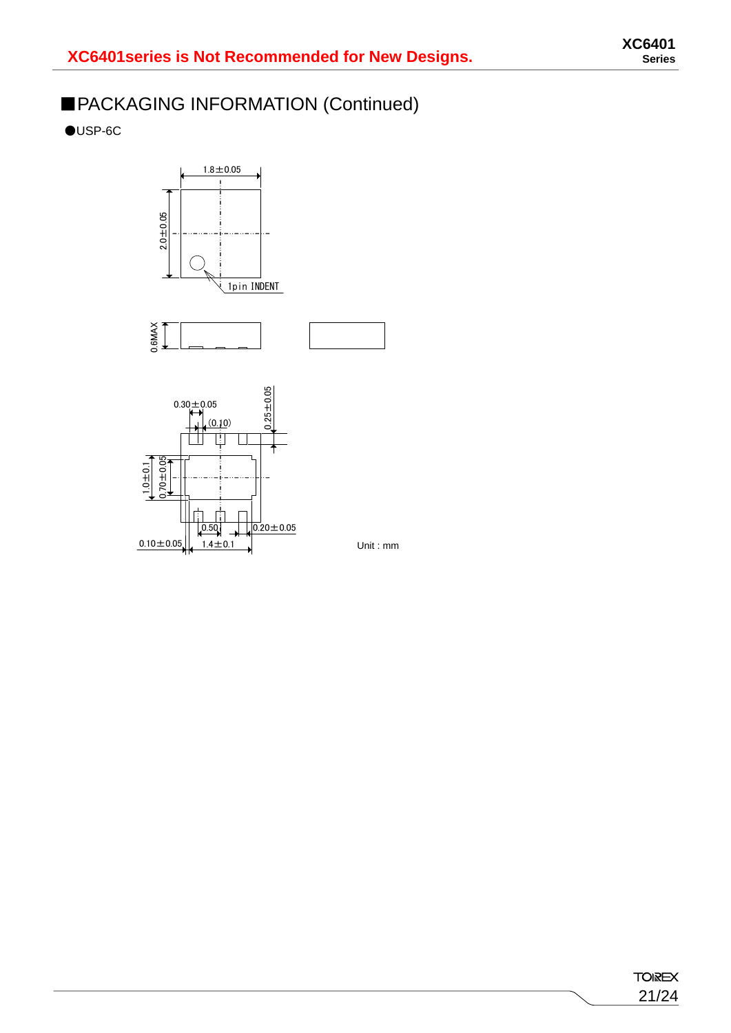XC6401series is Not Recommended for New Designs.

## ■PACKAGING INFORMATION (Continued)

●USP-6C

1.8±0.05

2.0±0.05

1pin INDENT

0.6MAX

0.30±0.05

(0.10)

0.25±0.05

1.0±0.1

0.70±0.05

0.50

0.20±0.05

0.10±0.05

1.4±0.1

Unit : mm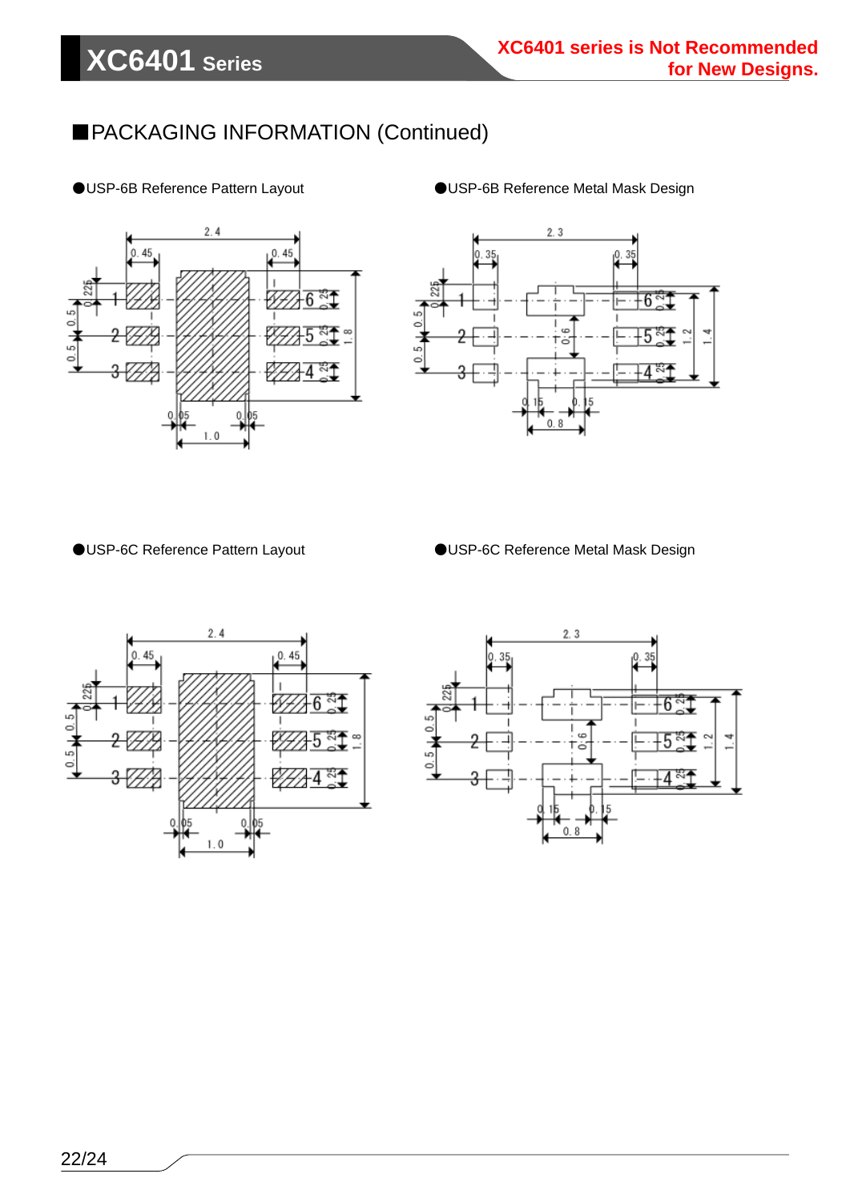■PACKAGING INFORMATION (Continued)

●USP-6B Reference Pattern Layout

●USP-6B Reference Metal Mask Design

●USP-6C Reference Pattern Layout

●USP-6C Reference Metal Mask Design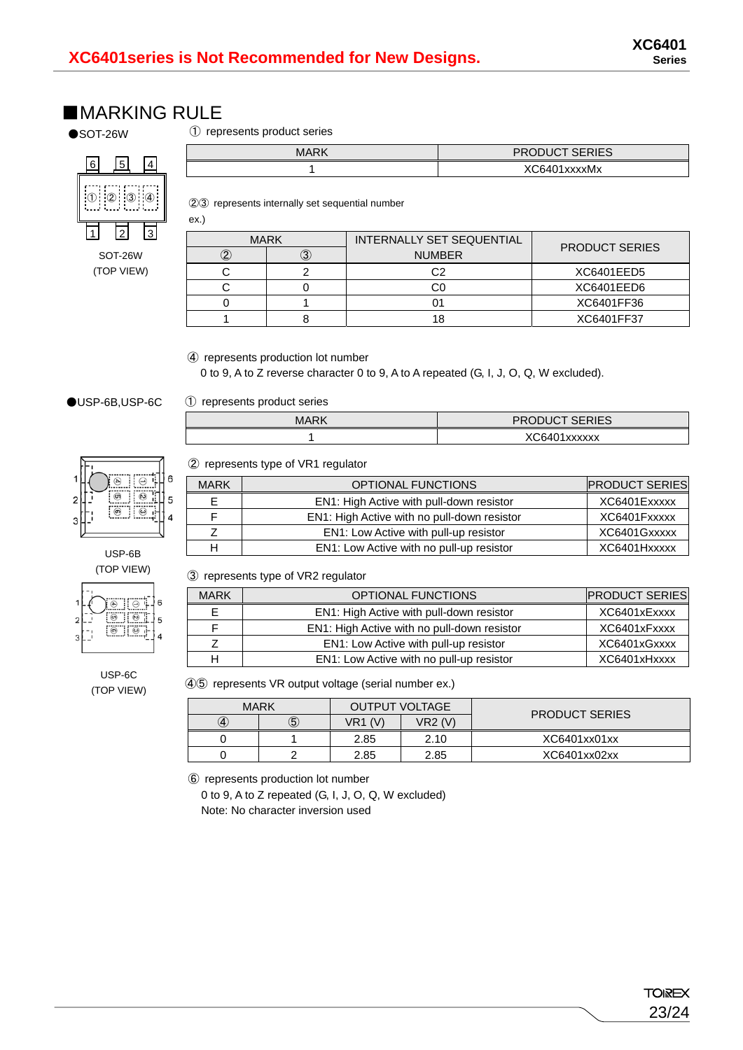XC6401series is Not Recommended for New Designs.

## ■MARKING RULE

●SOT-26W

SOT-26W
(TOP VIEW)

① represents product series

| MARK | PRODUCT SERIES |
|---|---|
| 1 | XC6401xxxxMx |

②③ represents internally set sequential number

ex.)

| MARK | | INTERNALLY SET SEQUENTIAL NUMBER | PRODUCT SERIES |
|---|---|---|---|
| ② | ③ | | |
| C | 2 | C2 | XC6401EED5 |
| C | 0 | C0 | XC6401EED6 |
| 0 | 1 | 01 | XC6401FF36 |
| 1 | 8 | 18 | XC6401FF37 |

④ represents production lot number

0 to 9, A to Z reverse character 0 to 9, A to A repeated (G, I, J, O, Q, W excluded).

●USP-6B,USP-6C

USP-6B
(TOP VIEW)

USP-6C
(TOP VIEW)

① represents product series

| MARK | PRODUCT SERIES |
|---|---|
| 1 | XC6401xxxxxx |

② represents type of VR1 regulator

| MARK | OPTIONAL FUNCTIONS | PRODUCT SERIES |
|---|---|---|
| E | EN1: High Active with pull-down resistor | XC6401Exxxxx |
| F | EN1: High Active with no pull-down resistor | XC6401Fxxxxx |
| Z | EN1: Low Active with pull-up resistor | XC6401Gxxxxx |
| H | EN1: Low Active with no pull-up resistor | XC6401Hxxxxx |

③ represents type of VR2 regulator

| MARK | OPTIONAL FUNCTIONS | PRODUCT SERIES |
|---|---|---|
| E | EN1: High Active with pull-down resistor | XC6401xExxxx |
| F | EN1: High Active with no pull-down resistor | XC6401xFxxxx |
| Z | EN1: Low Active with pull-up resistor | XC6401xGxxxx |
| H | EN1: Low Active with no pull-up resistor | XC6401xHxxxx |

④⑤ represents VR output voltage (serial number ex.)

| MARK | | OUTPUT VOLTAGE | | PRODUCT SERIES |
|---|---|---|---|---|
| ④ | ⑤ | VR1 (V) | VR2 (V) | |
| 0 | 1 | 2.85 | 2.10 | XC6401xx01xx |
| 0 | 2 | 2.85 | 2.85 | XC6401xx02xx |

⑥ represents production lot number

0 to 9, A to Z repeated (G, I, J, O, Q, W excluded)

Note: No character inversion used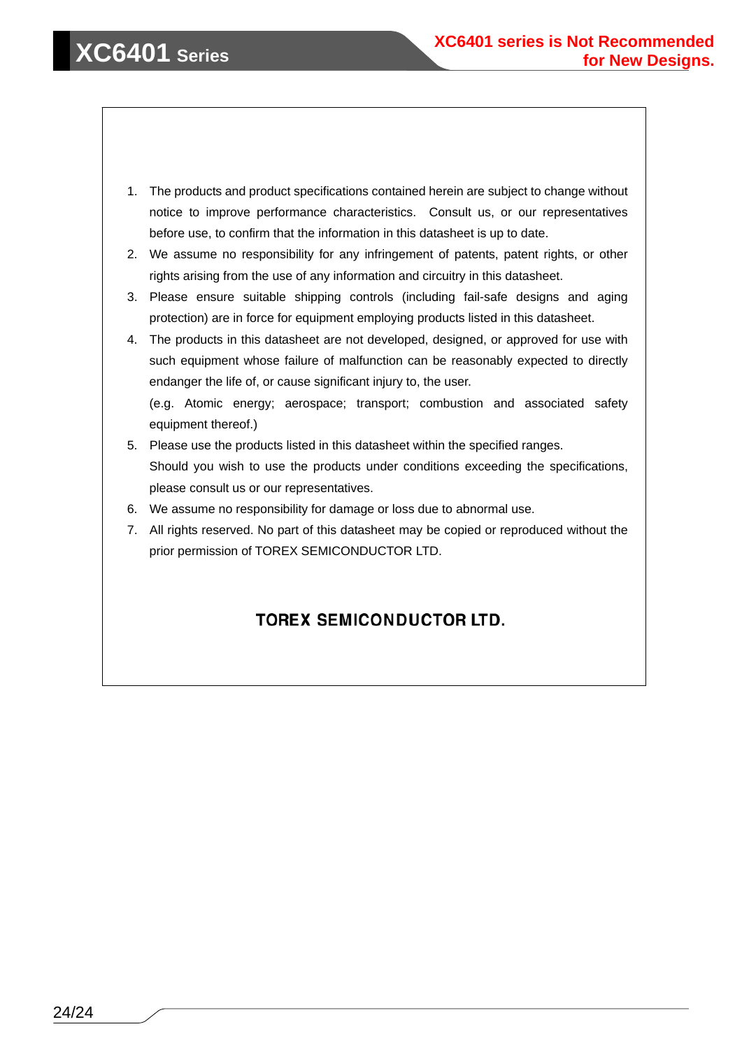1. The products and product specifications contained herein are subject to change without notice to improve performance characteristics. Consult us, or our representatives before use, to confirm that the information in this datasheet is up to date.
2. We assume no responsibility for any infringement of patents, patent rights, or other rights arising from the use of any information and circuitry in this datasheet.
3. Please ensure suitable shipping controls (including fail-safe designs and aging protection) are in force for equipment employing products listed in this datasheet.
4. The products in this datasheet are not developed, designed, or approved for use with such equipment whose failure of malfunction can be reasonably expected to directly endanger the life of, or cause significant injury to, the user.
   (e.g. Atomic energy; aerospace; transport; combustion and associated safety equipment thereof.)
5. Please use the products listed in this datasheet within the specified ranges.
   Should you wish to use the products under conditions exceeding the specifications, please consult us or our representatives.
6. We assume no responsibility for damage or loss due to abnormal use.
7. All rights reserved. No part of this datasheet may be copied or reproduced without the prior permission of TOREX SEMICONDUCTOR LTD.

**TOREX SEMICONDUCTOR LTD.**